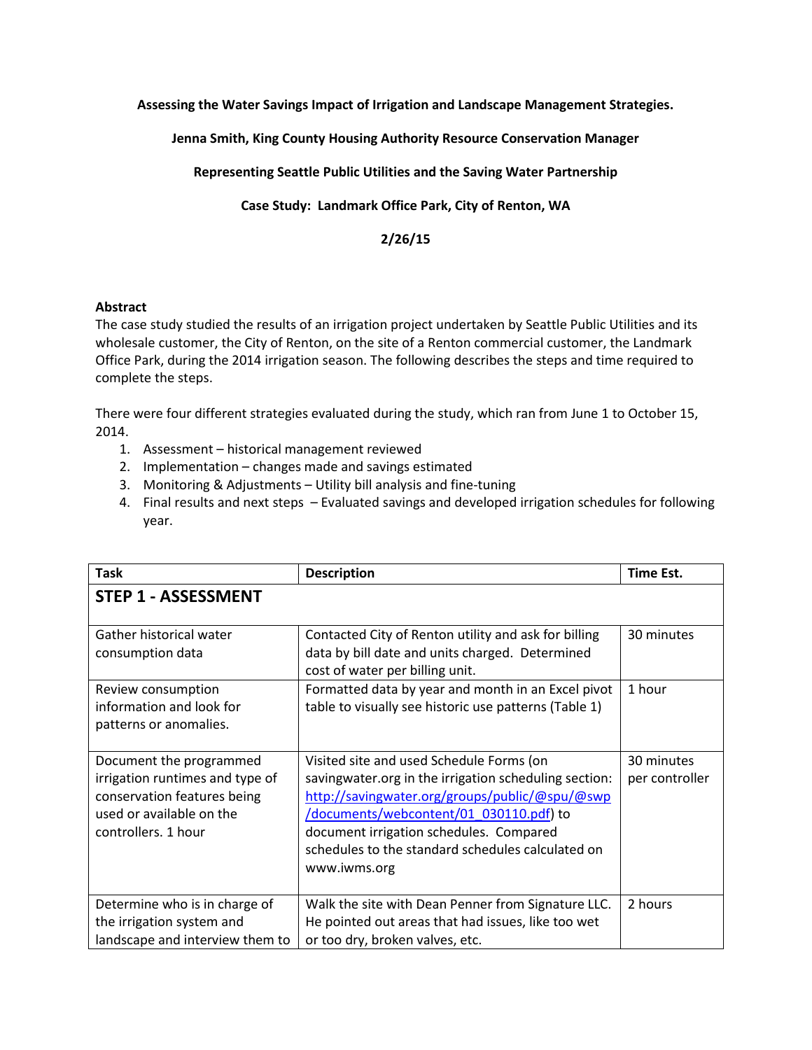**Assessing the Water Savings Impact of Irrigation and Landscape Management Strategies.**

**Jenna Smith, King County Housing Authority Resource Conservation Manager**

**Representing Seattle Public Utilities and the Saving Water Partnership**

**Case Study: Landmark Office Park, City of Renton, WA**

**2/26/15**

## Abstract

The case study studied the results of an irrigation project undertaken by Seattle Public Utilities and its wholesale customer, the City of Renton, on the site of a Renton commercial customer, the Landmark Office Park, during the 2014 irrigation season. The following describes the steps and time required to complete the steps.

There were four different strategies evaluated during the study, which ran from June 1 to October 15, 2014.

1. Assessment – historical management reviewed
2. Implementation – changes made and savings estimated
3. Monitoring & Adjustments – Utility bill analysis and fine-tuning
4. Final results and next steps – Evaluated savings and developed irrigation schedules for following year.

| Task | Description | Time Est. |
|---|---|---|
| **STEP 1 - ASSESSMENT** | | |
| Gather historical water consumption data | Contacted City of Renton utility and ask for billing data by bill date and units charged. Determined cost of water per billing unit. | 30 minutes |
| Review consumption information and look for patterns or anomalies. | Formatted data by year and month in an Excel pivot table to visually see historic use patterns (Table 1) | 1 hour |
| Document the programmed irrigation runtimes and type of conservation features being used or available on the controllers. 1 hour | Visited site and used Schedule Forms (on savingwater.org in the irrigation scheduling section: http://savingwater.org/groups/public/@spu/@swp/documents/webcontent/01_030110.pdf) to document irrigation schedules. Compared schedules to the standard schedules calculated on www.iwms.org | 30 minutes per controller |
| Determine who is in charge of the irrigation system and landscape and interview them to | Walk the site with Dean Penner from Signature LLC. He pointed out areas that had issues, like too wet or too dry, broken valves, etc. | 2 hours |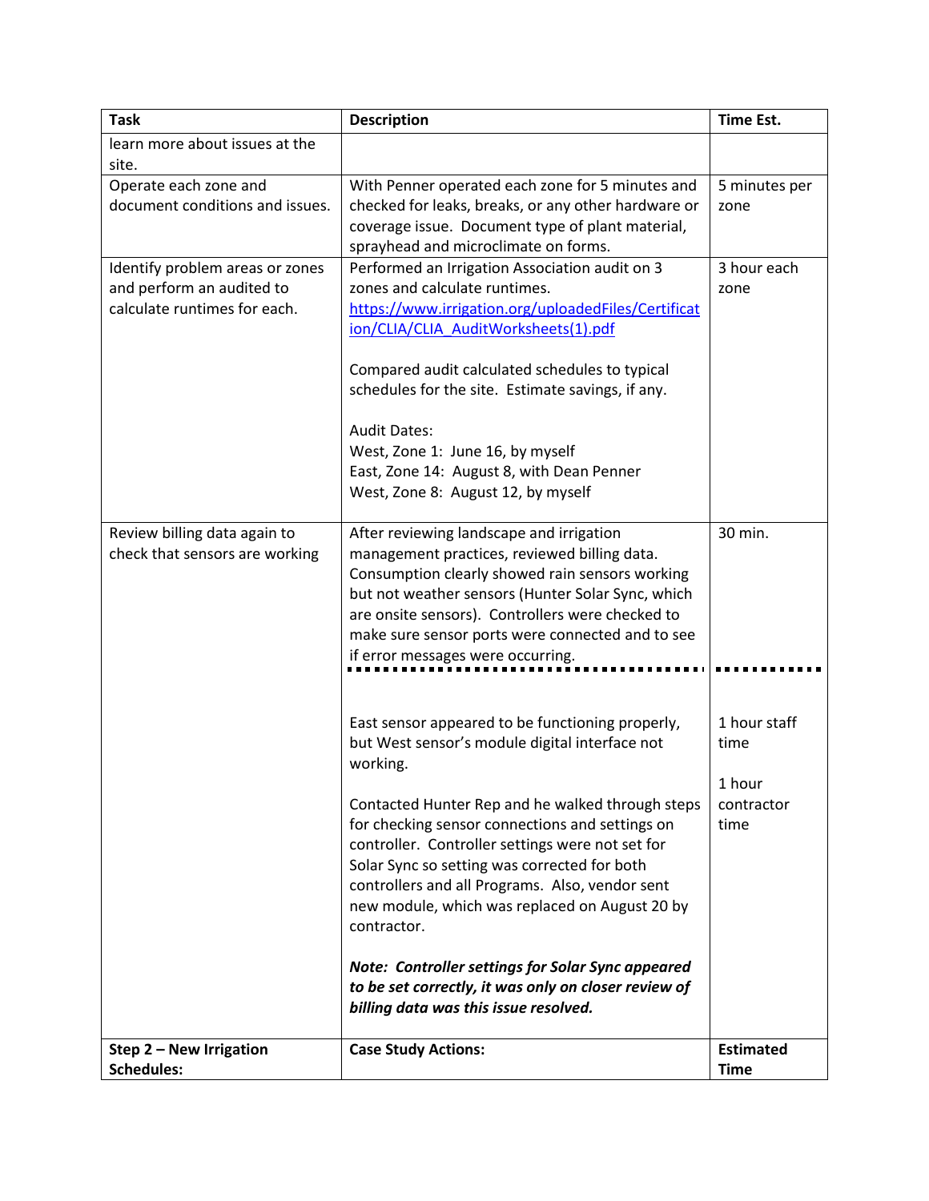| Task | Description | Time Est. |
| --- | --- | --- |
| learn more about issues at the site. | | |
| Operate each zone and document conditions and issues. | With Penner operated each zone for 5 minutes and checked for leaks, breaks, or any other hardware or coverage issue. Document type of plant material, sprayhead and microclimate on forms. | 5 minutes per zone |
| Identify problem areas or zones and perform an audited to calculate runtimes for each. | Performed an Irrigation Association audit on 3 zones and calculate runtimes. [https://www.irrigation.org/uploadedFiles/Certification/CLIA/CLIA_AuditWorksheets(1).pdf](https://www.irrigation.org/uploadedFiles/Certification/CLIA/CLIA_AuditWorksheets(1).pdf)<br><br>Compared audit calculated schedules to typical schedules for the site. Estimate savings, if any.<br><br>Audit Dates:<br>West, Zone 1: June 16, by myself<br>East, Zone 14: August 8, with Dean Penner<br>West, Zone 8: August 12, by myself | 3 hour each zone |
| Review billing data again to check that sensors are working | After reviewing landscape and irrigation management practices, reviewed billing data. Consumption clearly showed rain sensors working but not weather sensors (Hunter Solar Sync, which are onsite sensors). Controllers were checked to make sure sensor ports were connected and to see if error messages were occurring. | 30 min. |
| | East sensor appeared to be functioning properly, but West sensor's module digital interface not working.<br><br>Contacted Hunter Rep and he walked through steps for checking sensor connections and settings on controller. Controller settings were not set for Solar Sync so setting was corrected for both controllers and all Programs. Also, vendor sent new module, which was replaced on August 20 by contractor.<br><br>***Note: Controller settings for Solar Sync appeared to be set correctly, it was only on closer review of billing data was this issue resolved.*** | 1 hour staff time<br><br>1 hour contractor time |
| **Step 2 – New Irrigation Schedules:** | **Case Study Actions:** | **Estimated Time** |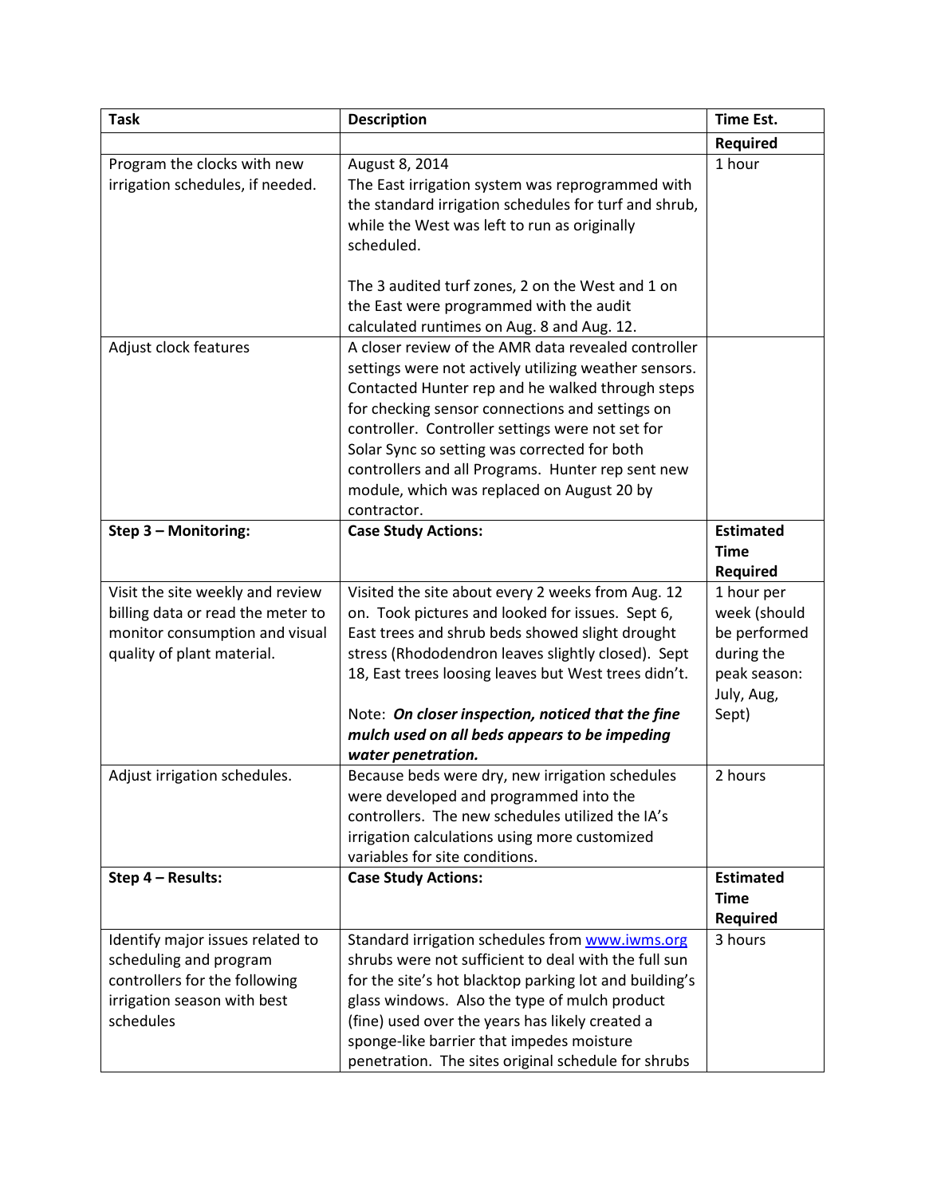| Task | Description | Time Est. |
|---|---|---|
| | | **Required** |
| Program the clocks with new irrigation schedules, if needed. | August 8, 2014<br>The East irrigation system was reprogrammed with the standard irrigation schedules for turf and shrub, while the West was left to run as originally scheduled.<br><br>The 3 audited turf zones, 2 on the West and 1 on the East were programmed with the audit calculated runtimes on Aug. 8 and Aug. 12. | 1 hour |
| Adjust clock features | A closer review of the AMR data revealed controller settings were not actively utilizing weather sensors. Contacted Hunter rep and he walked through steps for checking sensor connections and settings on controller. Controller settings were not set for Solar Sync so setting was corrected for both controllers and all Programs. Hunter rep sent new module, which was replaced on August 20 by contractor. | |
| **Step 3 – Monitoring:** | **Case Study Actions:** | **Estimated Time Required** |
| Visit the site weekly and review billing data or read the meter to monitor consumption and visual quality of plant material. | Visited the site about every 2 weeks from Aug. 12 on. Took pictures and looked for issues. Sept 6, East trees and shrub beds showed slight drought stress (Rhododendron leaves slightly closed). Sept 18, East trees loosing leaves but West trees didn't.<br><br>Note: ***On closer inspection, noticed that the fine mulch used on all beds appears to be impeding water penetration.*** | 1 hour per week (should be performed during the peak season: July, Aug, Sept) |
| Adjust irrigation schedules. | Because beds were dry, new irrigation schedules were developed and programmed into the controllers. The new schedules utilized the IA's irrigation calculations using more customized variables for site conditions. | 2 hours |
| **Step 4 – Results:** | **Case Study Actions:** | **Estimated Time Required** |
| Identify major issues related to scheduling and program controllers for the following irrigation season with best schedules | Standard irrigation schedules from www.iwms.org shrubs were not sufficient to deal with the full sun for the site's hot blacktop parking lot and building's glass windows. Also the type of mulch product (fine) used over the years has likely created a sponge-like barrier that impedes moisture penetration. The sites original schedule for shrubs | 3 hours |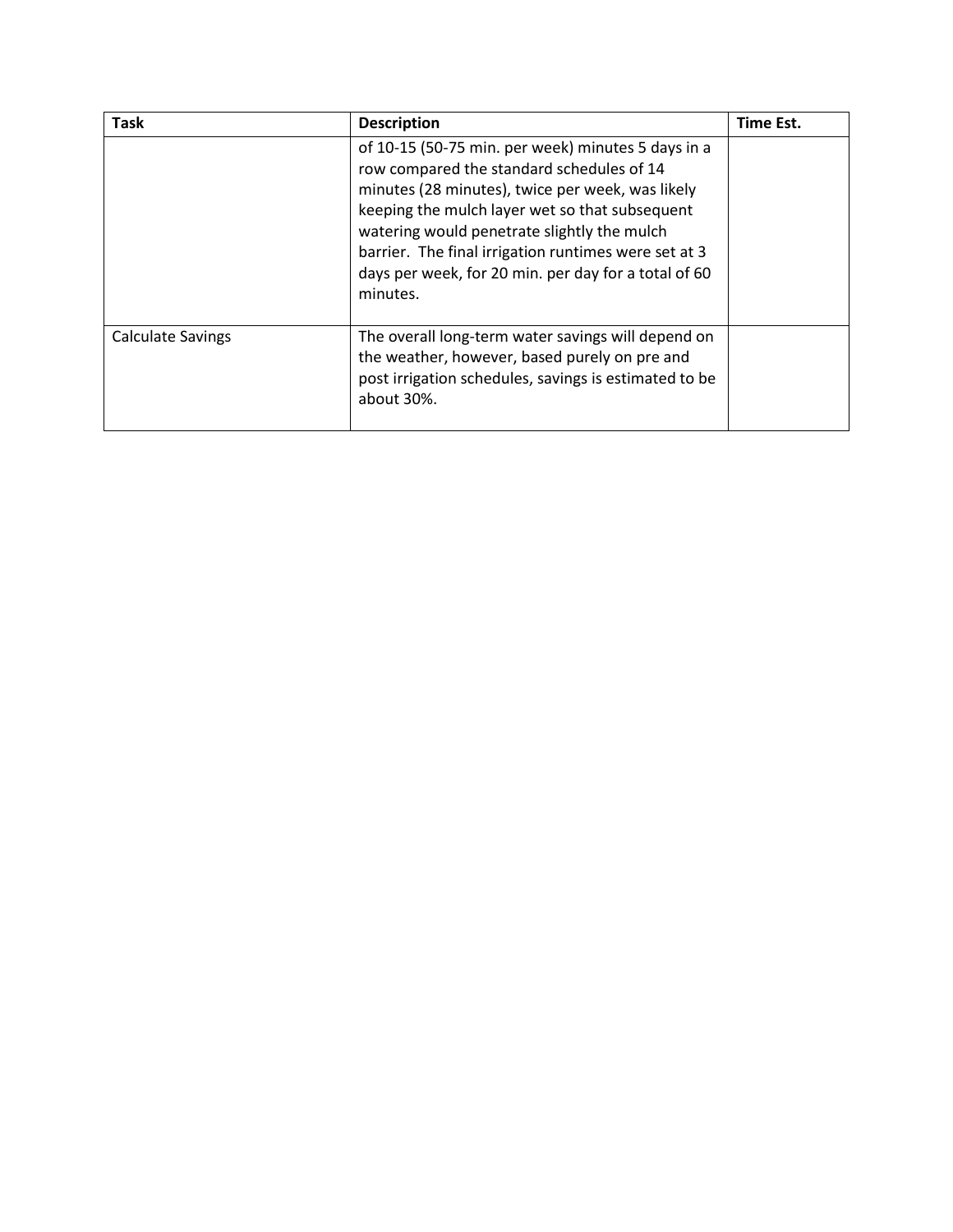| Task | Description | Time Est. |
| --- | --- | --- |
| | of 10-15 (50-75 min. per week) minutes 5 days in a row compared the standard schedules of 14 minutes (28 minutes), twice per week, was likely keeping the mulch layer wet so that subsequent watering would penetrate slightly the mulch barrier. The final irrigation runtimes were set at 3 days per week, for 20 min. per day for a total of 60 minutes. | |
| Calculate Savings | The overall long-term water savings will depend on the weather, however, based purely on pre and post irrigation schedules, savings is estimated to be about 30%. | |